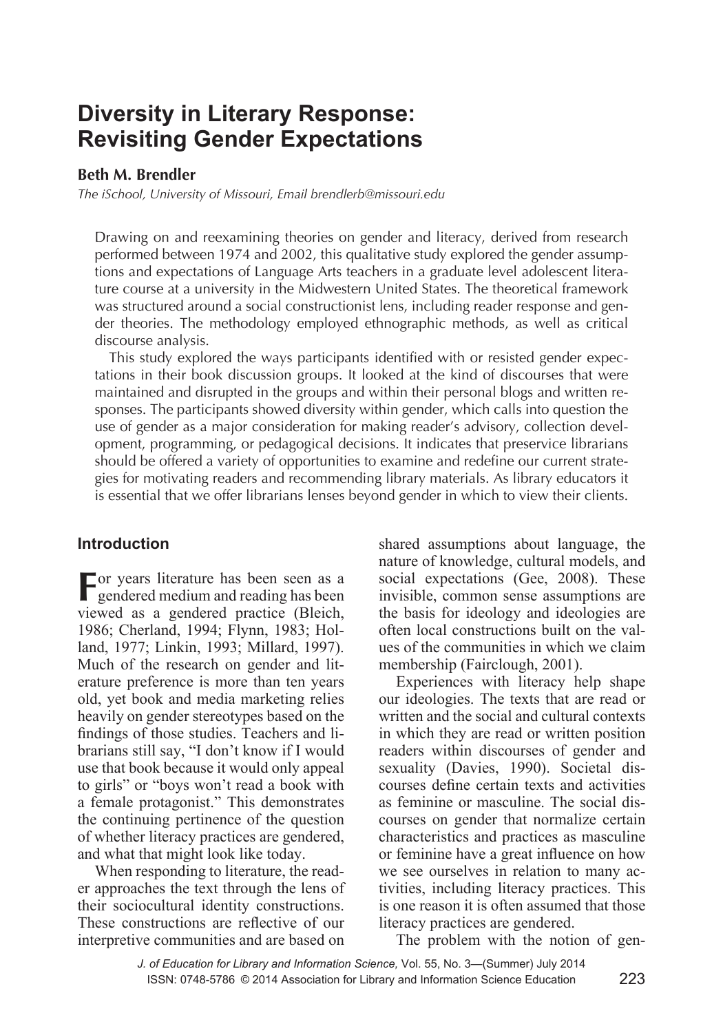# Diversity in Literary Response: Revisiting Gender Expectations

**Beth M. Brendler**

*The iSchool, University of Missouri, Email brendlerb@missouri.edu*

Drawing on and reexamining theories on gender and literacy, derived from research performed between 1974 and 2002, this qualitative study explored the gender assumptions and expectations of Language Arts teachers in a graduate level adolescent literature course at a university in the Midwestern United States. The theoretical framework was structured around a social constructionist lens, including reader response and gender theories. The methodology employed ethnographic methods, as well as critical discourse analysis.

This study explored the ways participants identified with or resisted gender expectations in their book discussion groups. It looked at the kind of discourses that were maintained and disrupted in the groups and within their personal blogs and written responses. The participants showed diversity within gender, which calls into question the use of gender as a major consideration for making reader's advisory, collection development, programming, or pedagogical decisions. It indicates that preservice librarians should be offered a variety of opportunities to examine and redefine our current strategies for motivating readers and recommending library materials. As library educators it is essential that we offer librarians lenses beyond gender in which to view their clients.

## Introduction

For years literature has been seen as a gendered medium and reading has been viewed as a gendered practice (Bleich, 1986; Cherland, 1994; Flynn, 1983; Holland, 1977; Linkin, 1993; Millard, 1997). Much of the research on gender and literature preference is more than ten years old, yet book and media marketing relies heavily on gender stereotypes based on the findings of those studies. Teachers and librarians still say, "I don't know if I would use that book because it would only appeal to girls" or "boys won't read a book with a female protagonist." This demonstrates the continuing pertinence of the question of whether literacy practices are gendered, and what that might look like today.

When responding to literature, the reader approaches the text through the lens of their sociocultural identity constructions. These constructions are reflective of our interpretive communities and are based on shared assumptions about language, the nature of knowledge, cultural models, and social expectations (Gee, 2008). These invisible, common sense assumptions are the basis for ideology and ideologies are often local constructions built on the values of the communities in which we claim membership (Fairclough, 2001).

Experiences with literacy help shape our ideologies. The texts that are read or written and the social and cultural contexts in which they are read or written position readers within discourses of gender and sexuality (Davies, 1990). Societal discourses define certain texts and activities as feminine or masculine. The social discourses on gender that normalize certain characteristics and practices as masculine or feminine have a great influence on how we see ourselves in relation to many activities, including literacy practices. This is one reason it is often assumed that those literacy practices are gendered.

The problem with the notion of gen-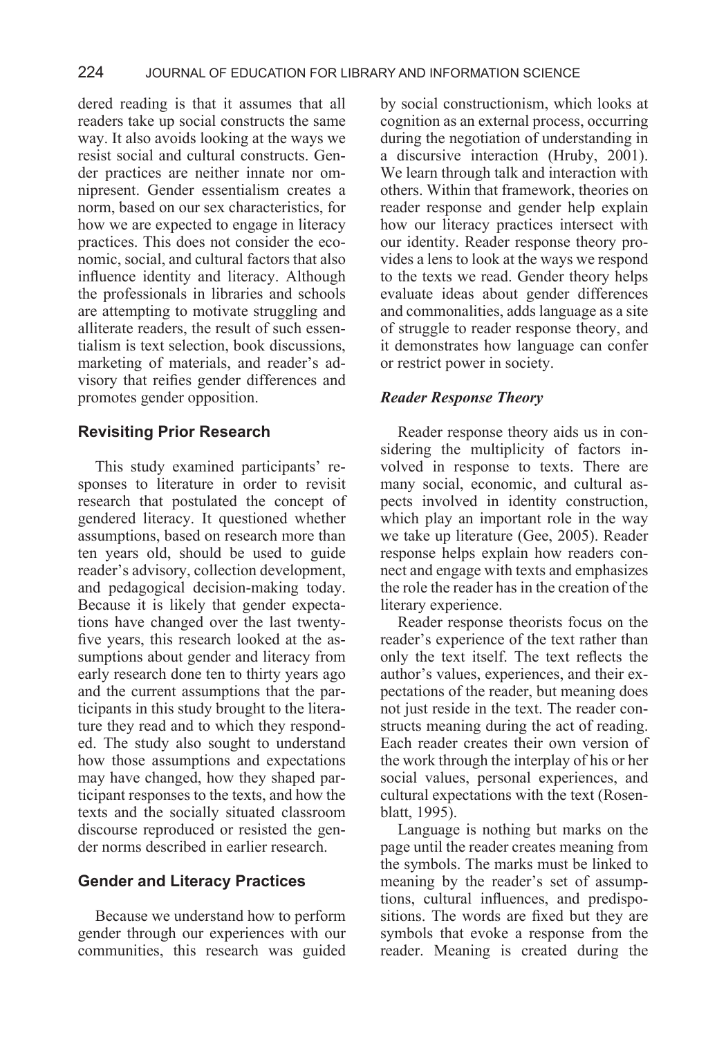dered reading is that it assumes that all readers take up social constructs the same way. It also avoids looking at the ways we resist social and cultural constructs. Gender practices are neither innate nor omnipresent. Gender essentialism creates a norm, based on our sex characteristics, for how we are expected to engage in literacy practices. This does not consider the economic, social, and cultural factors that also influence identity and literacy. Although the professionals in libraries and schools are attempting to motivate struggling and alliterate readers, the result of such essentialism is text selection, book discussions, marketing of materials, and reader's advisory that reifies gender differences and promotes gender opposition.

## Revisiting Prior Research

This study examined participants' responses to literature in order to revisit research that postulated the concept of gendered literacy. It questioned whether assumptions, based on research more than ten years old, should be used to guide reader's advisory, collection development, and pedagogical decision-making today. Because it is likely that gender expectations have changed over the last twenty-five years, this research looked at the assumptions about gender and literacy from early research done ten to thirty years ago and the current assumptions that the participants in this study brought to the literature they read and to which they responded. The study also sought to understand how those assumptions and expectations may have changed, how they shaped participant responses to the texts, and how the texts and the socially situated classroom discourse reproduced or resisted the gender norms described in earlier research.

## Gender and Literacy Practices

Because we understand how to perform gender through our experiences with our communities, this research was guided by social constructionism, which looks at cognition as an external process, occurring during the negotiation of understanding in a discursive interaction (Hruby, 2001). We learn through talk and interaction with others. Within that framework, theories on reader response and gender help explain how our literacy practices intersect with our identity. Reader response theory provides a lens to look at the ways we respond to the texts we read. Gender theory helps evaluate ideas about gender differences and commonalities, adds language as a site of struggle to reader response theory, and it demonstrates how language can confer or restrict power in society.

### *Reader Response Theory*

Reader response theory aids us in considering the multiplicity of factors involved in response to texts. There are many social, economic, and cultural aspects involved in identity construction, which play an important role in the way we take up literature (Gee, 2005). Reader response helps explain how readers connect and engage with texts and emphasizes the role the reader has in the creation of the literary experience.

Reader response theorists focus on the reader's experience of the text rather than only the text itself. The text reflects the author's values, experiences, and their expectations of the reader, but meaning does not just reside in the text. The reader constructs meaning during the act of reading. Each reader creates their own version of the work through the interplay of his or her social values, personal experiences, and cultural expectations with the text (Rosenblatt, 1995).

Language is nothing but marks on the page until the reader creates meaning from the symbols. The marks must be linked to meaning by the reader's set of assumptions, cultural influences, and predispositions. The words are fixed but they are symbols that evoke a response from the reader. Meaning is created during the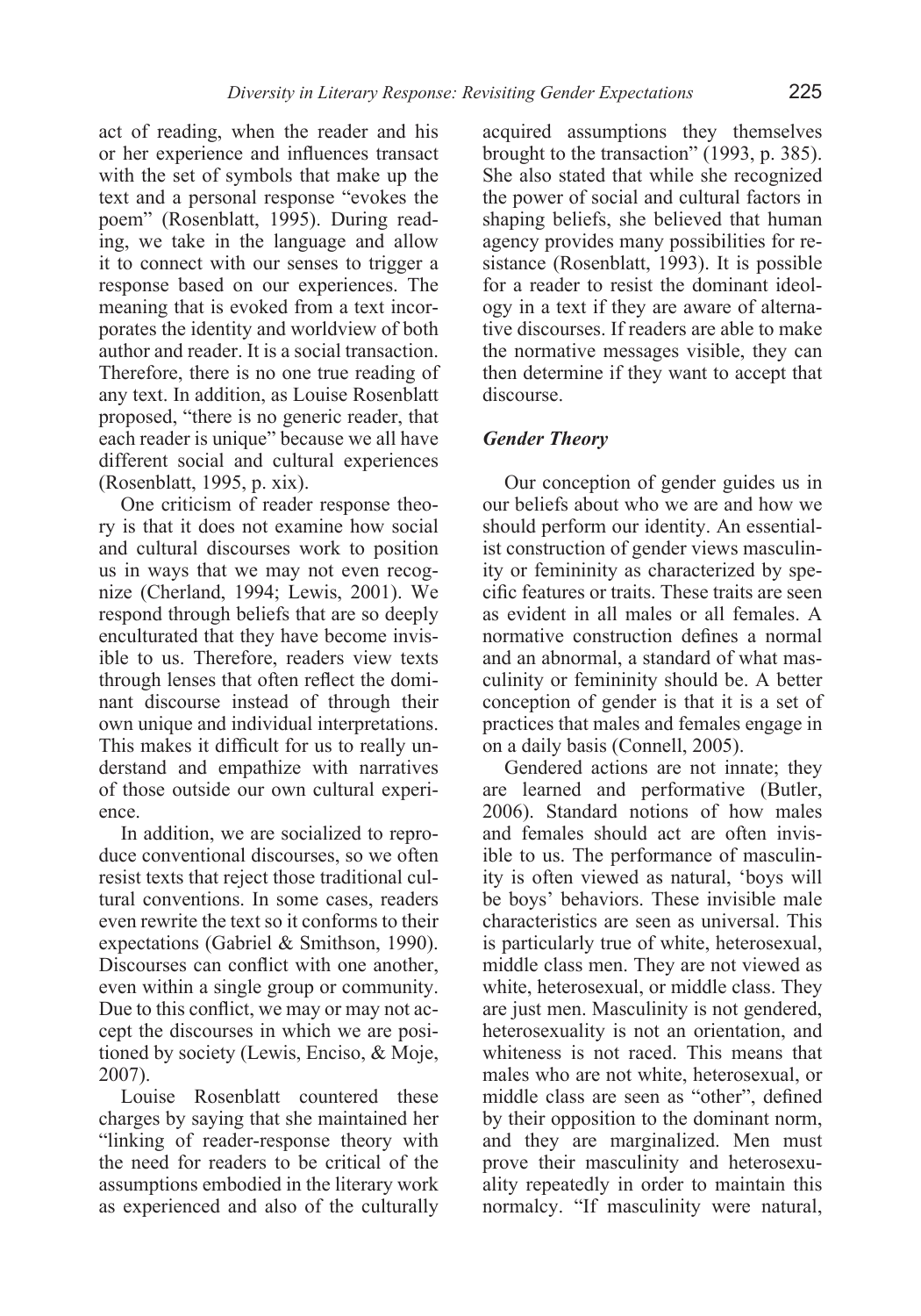act of reading, when the reader and his or her experience and influences transact with the set of symbols that make up the text and a personal response "evokes the poem" (Rosenblatt, 1995). During reading, we take in the language and allow it to connect with our senses to trigger a response based on our experiences. The meaning that is evoked from a text incorporates the identity and worldview of both author and reader. It is a social transaction. Therefore, there is no one true reading of any text. In addition, as Louise Rosenblatt proposed, "there is no generic reader, that each reader is unique" because we all have different social and cultural experiences (Rosenblatt, 1995, p. xix).

One criticism of reader response theory is that it does not examine how social and cultural discourses work to position us in ways that we may not even recognize (Cherland, 1994; Lewis, 2001). We respond through beliefs that are so deeply enculturated that they have become invisible to us. Therefore, readers view texts through lenses that often reflect the dominant discourse instead of through their own unique and individual interpretations. This makes it difficult for us to really understand and empathize with narratives of those outside our own cultural experience.

In addition, we are socialized to reproduce conventional discourses, so we often resist texts that reject those traditional cultural conventions. In some cases, readers even rewrite the text so it conforms to their expectations (Gabriel & Smithson, 1990). Discourses can conflict with one another, even within a single group or community. Due to this conflict, we may or may not accept the discourses in which we are positioned by society (Lewis, Enciso, & Moje, 2007).

Louise Rosenblatt countered these charges by saying that she maintained her "linking of reader-response theory with the need for readers to be critical of the assumptions embodied in the literary work as experienced and also of the culturally acquired assumptions they themselves brought to the transaction" (1993, p. 385). She also stated that while she recognized the power of social and cultural factors in shaping beliefs, she believed that human agency provides many possibilities for resistance (Rosenblatt, 1993). It is possible for a reader to resist the dominant ideology in a text if they are aware of alternative discourses. If readers are able to make the normative messages visible, they can then determine if they want to accept that discourse.

### *Gender Theory*

Our conception of gender guides us in our beliefs about who we are and how we should perform our identity. An essentialist construction of gender views masculinity or femininity as characterized by specific features or traits. These traits are seen as evident in all males or all females. A normative construction defines a normal and an abnormal, a standard of what masculinity or femininity should be. A better conception of gender is that it is a set of practices that males and females engage in on a daily basis (Connell, 2005).

Gendered actions are not innate; they are learned and performative (Butler, 2006). Standard notions of how males and females should act are often invisible to us. The performance of masculinity is often viewed as natural, 'boys will be boys' behaviors. These invisible male characteristics are seen as universal. This is particularly true of white, heterosexual, middle class men. They are not viewed as white, heterosexual, or middle class. They are just men. Masculinity is not gendered, heterosexuality is not an orientation, and whiteness is not raced. This means that males who are not white, heterosexual, or middle class are seen as "other", defined by their opposition to the dominant norm, and they are marginalized. Men must prove their masculinity and heterosexuality repeatedly in order to maintain this normalcy. "If masculinity were natural,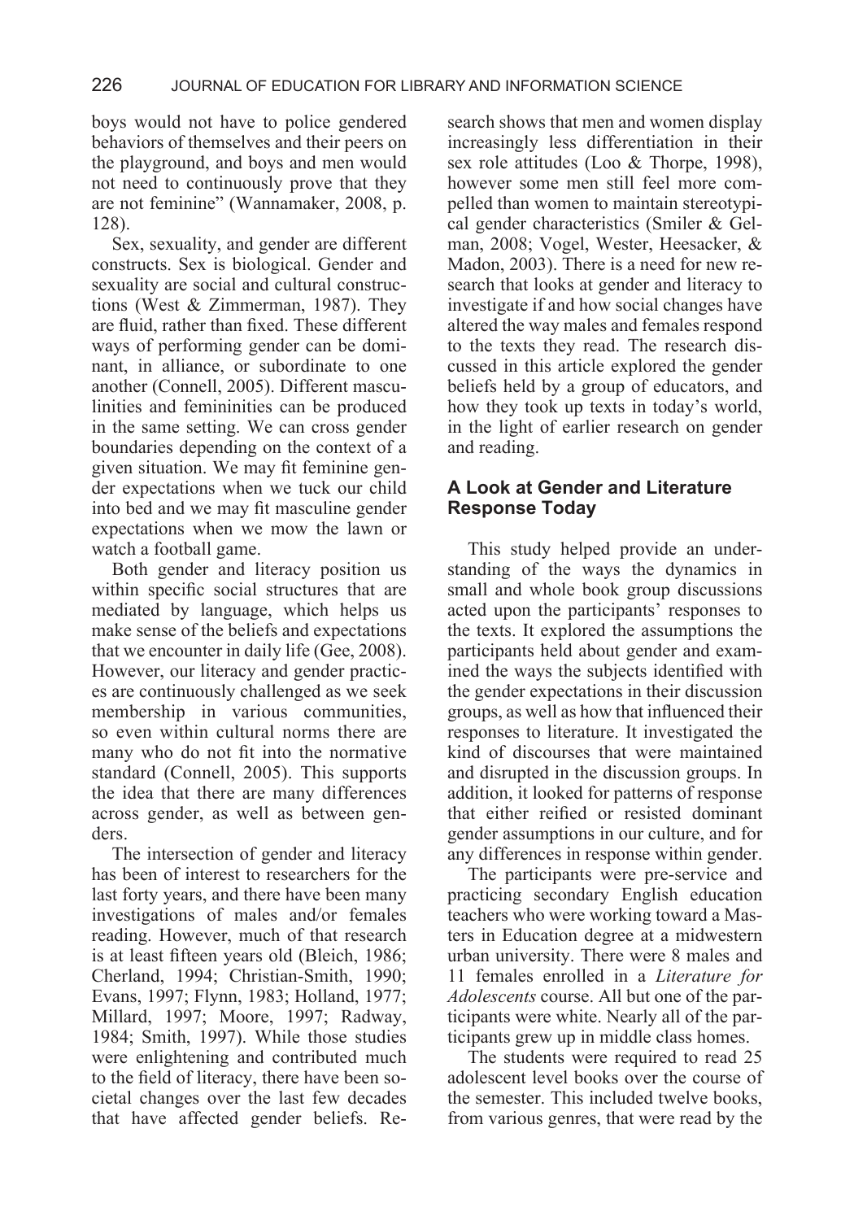boys would not have to police gendered behaviors of themselves and their peers on the playground, and boys and men would not need to continuously prove that they are not feminine" (Wannamaker, 2008, p. 128).

Sex, sexuality, and gender are different constructs. Sex is biological. Gender and sexuality are social and cultural constructions (West & Zimmerman, 1987). They are fluid, rather than fixed. These different ways of performing gender can be dominant, in alliance, or subordinate to one another (Connell, 2005). Different masculinities and femininities can be produced in the same setting. We can cross gender boundaries depending on the context of a given situation. We may fit feminine gender expectations when we tuck our child into bed and we may fit masculine gender expectations when we mow the lawn or watch a football game.

Both gender and literacy position us within specific social structures that are mediated by language, which helps us make sense of the beliefs and expectations that we encounter in daily life (Gee, 2008). However, our literacy and gender practices are continuously challenged as we seek membership in various communities, so even within cultural norms there are many who do not fit into the normative standard (Connell, 2005). This supports the idea that there are many differences across gender, as well as between genders.

The intersection of gender and literacy has been of interest to researchers for the last forty years, and there have been many investigations of males and/or females reading. However, much of that research is at least fifteen years old (Bleich, 1986; Cherland, 1994; Christian-Smith, 1990; Evans, 1997; Flynn, 1983; Holland, 1977; Millard, 1997; Moore, 1997; Radway, 1984; Smith, 1997). While those studies were enlightening and contributed much to the field of literacy, there have been societal changes over the last few decades that have affected gender beliefs. Research shows that men and women display increasingly less differentiation in their sex role attitudes (Loo & Thorpe, 1998), however some men still feel more compelled than women to maintain stereotypical gender characteristics (Smiler & Gelman, 2008; Vogel, Wester, Heesacker, & Madon, 2003). There is a need for new research that looks at gender and literacy to investigate if and how social changes have altered the way males and females respond to the texts they read. The research discussed in this article explored the gender beliefs held by a group of educators, and how they took up texts in today's world, in the light of earlier research on gender and reading.

### A Look at Gender and Literature Response Today

This study helped provide an understanding of the ways the dynamics in small and whole book group discussions acted upon the participants' responses to the texts. It explored the assumptions the participants held about gender and examined the ways the subjects identified with the gender expectations in their discussion groups, as well as how that influenced their responses to literature. It investigated the kind of discourses that were maintained and disrupted in the discussion groups. In addition, it looked for patterns of response that either reified or resisted dominant gender assumptions in our culture, and for any differences in response within gender.

The participants were pre-service and practicing secondary English education teachers who were working toward a Masters in Education degree at a midwestern urban university. There were 8 males and 11 females enrolled in a *Literature for Adolescents* course. All but one of the participants were white. Nearly all of the participants grew up in middle class homes.

The students were required to read 25 adolescent level books over the course of the semester. This included twelve books, from various genres, that were read by the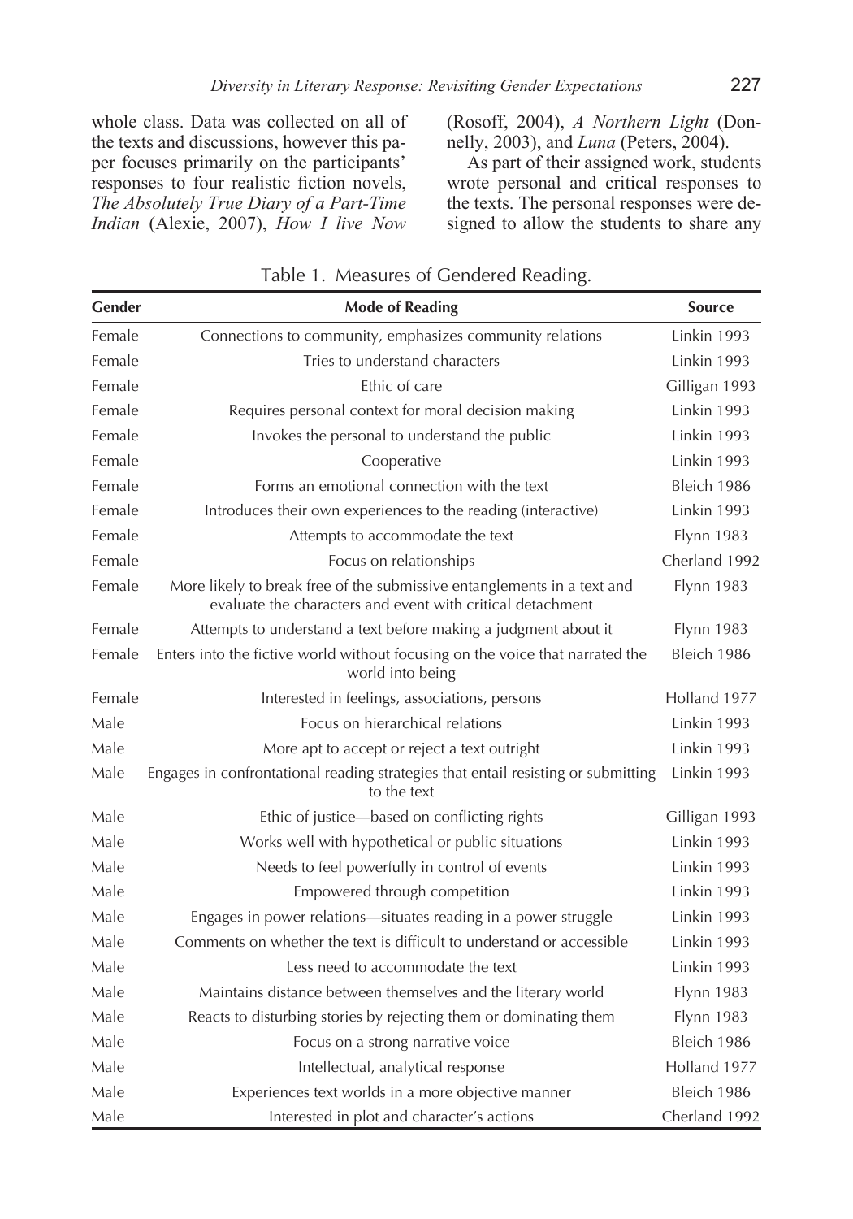whole class. Data was collected on all of the texts and discussions, however this paper focuses primarily on the participants' responses to four realistic fiction novels, *The Absolutely True Diary of a Part-Time Indian* (Alexie, 2007), *How I live Now* (Rosoff, 2004), *A Northern Light* (Donnelly, 2003), and *Luna* (Peters, 2004).

As part of their assigned work, students wrote personal and critical responses to the texts. The personal responses were designed to allow the students to share any

Table 1. Measures of Gendered Reading.

| Gender | Mode of Reading | Source |
|---|---|---|
| Female | Connections to community, emphasizes community relations | Linkin 1993 |
| Female | Tries to understand characters | Linkin 1993 |
| Female | Ethic of care | Gilligan 1993 |
| Female | Requires personal context for moral decision making | Linkin 1993 |
| Female | Invokes the personal to understand the public | Linkin 1993 |
| Female | Cooperative | Linkin 1993 |
| Female | Forms an emotional connection with the text | Bleich 1986 |
| Female | Introduces their own experiences to the reading (interactive) | Linkin 1993 |
| Female | Attempts to accommodate the text | Flynn 1983 |
| Female | Focus on relationships | Cherland 1992 |
| Female | More likely to break free of the submissive entanglements in a text and evaluate the characters and event with critical detachment | Flynn 1983 |
| Female | Attempts to understand a text before making a judgment about it | Flynn 1983 |
| Female | Enters into the fictive world without focusing on the voice that narrated the world into being | Bleich 1986 |
| Female | Interested in feelings, associations, persons | Holland 1977 |
| Male | Focus on hierarchical relations | Linkin 1993 |
| Male | More apt to accept or reject a text outright | Linkin 1993 |
| Male | Engages in confrontational reading strategies that entail resisting or submitting to the text | Linkin 1993 |
| Male | Ethic of justice—based on conflicting rights | Gilligan 1993 |
| Male | Works well with hypothetical or public situations | Linkin 1993 |
| Male | Needs to feel powerfully in control of events | Linkin 1993 |
| Male | Empowered through competition | Linkin 1993 |
| Male | Engages in power relations—situates reading in a power struggle | Linkin 1993 |
| Male | Comments on whether the text is difficult to understand or accessible | Linkin 1993 |
| Male | Less need to accommodate the text | Linkin 1993 |
| Male | Maintains distance between themselves and the literary world | Flynn 1983 |
| Male | Reacts to disturbing stories by rejecting them or dominating them | Flynn 1983 |
| Male | Focus on a strong narrative voice | Bleich 1986 |
| Male | Intellectual, analytical response | Holland 1977 |
| Male | Experiences text worlds in a more objective manner | Bleich 1986 |
| Male | Interested in plot and character's actions | Cherland 1992 |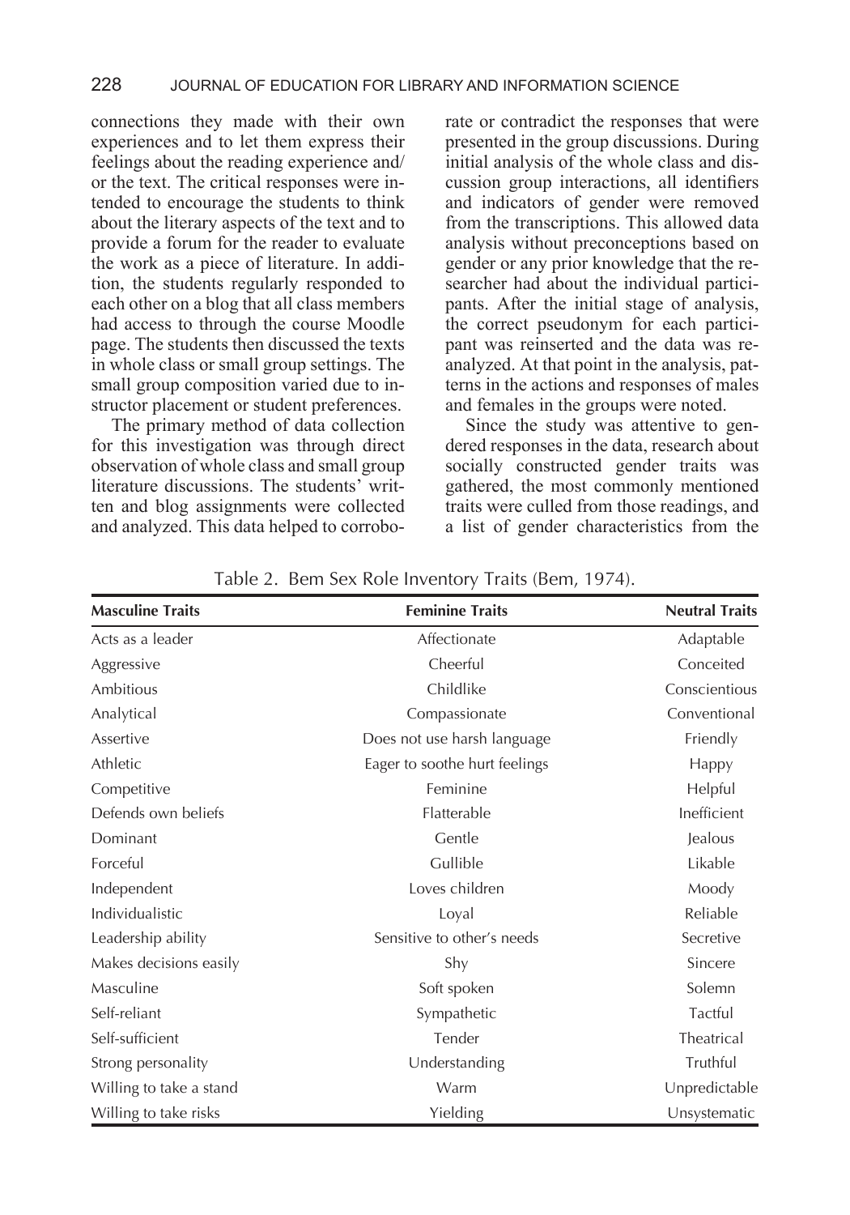connections they made with their own experiences and to let them express their feelings about the reading experience and/or the text. The critical responses were intended to encourage the students to think about the literary aspects of the text and to provide a forum for the reader to evaluate the work as a piece of literature. In addition, the students regularly responded to each other on a blog that all class members had access to through the course Moodle page. The students then discussed the texts in whole class or small group settings. The small group composition varied due to instructor placement or student preferences.

The primary method of data collection for this investigation was through direct observation of whole class and small group literature discussions. The students' written and blog assignments were collected and analyzed. This data helped to corroborate or contradict the responses that were presented in the group discussions. During initial analysis of the whole class and discussion group interactions, all identifiers and indicators of gender were removed from the transcriptions. This allowed data analysis without preconceptions based on gender or any prior knowledge that the researcher had about the individual participants. After the initial stage of analysis, the correct pseudonym for each participant was reinserted and the data was reanalyzed. At that point in the analysis, patterns in the actions and responses of males and females in the groups were noted.

Since the study was attentive to gendered responses in the data, research about socially constructed gender traits was gathered, the most commonly mentioned traits were culled from those readings, and a list of gender characteristics from the

Table 2. Bem Sex Role Inventory Traits (Bem, 1974).

| Masculine Traits | Feminine Traits | Neutral Traits |
|---|---|---|
| Acts as a leader | Affectionate | Adaptable |
| Aggressive | Cheerful | Conceited |
| Ambitious | Childlike | Conscientious |
| Analytical | Compassionate | Conventional |
| Assertive | Does not use harsh language | Friendly |
| Athletic | Eager to soothe hurt feelings | Happy |
| Competitive | Feminine | Helpful |
| Defends own beliefs | Flatterable | Inefficient |
| Dominant | Gentle | Jealous |
| Forceful | Gullible | Likable |
| Independent | Loves children | Moody |
| Individualistic | Loyal | Reliable |
| Leadership ability | Sensitive to other's needs | Secretive |
| Makes decisions easily | Shy | Sincere |
| Masculine | Soft spoken | Solemn |
| Self-reliant | Sympathetic | Tactful |
| Self-sufficient | Tender | Theatrical |
| Strong personality | Understanding | Truthful |
| Willing to take a stand | Warm | Unpredictable |
| Willing to take risks | Yielding | Unsystematic |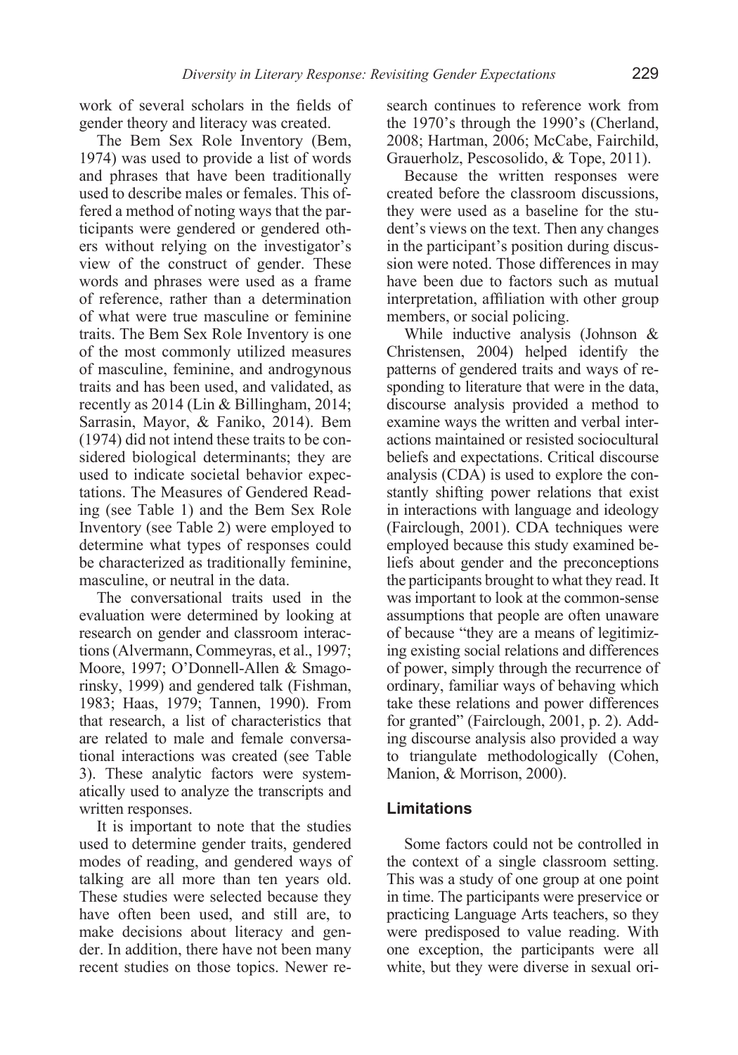work of several scholars in the fields of gender theory and literacy was created.

The Bem Sex Role Inventory (Bem, 1974) was used to provide a list of words and phrases that have been traditionally used to describe males or females. This offered a method of noting ways that the participants were gendered or gendered others without relying on the investigator's view of the construct of gender. These words and phrases were used as a frame of reference, rather than a determination of what were true masculine or feminine traits. The Bem Sex Role Inventory is one of the most commonly utilized measures of masculine, feminine, and androgynous traits and has been used, and validated, as recently as 2014 (Lin & Billingham, 2014; Sarrasin, Mayor, & Faniko, 2014). Bem (1974) did not intend these traits to be considered biological determinants; they are used to indicate societal behavior expectations. The Measures of Gendered Reading (see Table 1) and the Bem Sex Role Inventory (see Table 2) were employed to determine what types of responses could be characterized as traditionally feminine, masculine, or neutral in the data.

The conversational traits used in the evaluation were determined by looking at research on gender and classroom interactions (Alvermann, Commeyras, et al., 1997; Moore, 1997; O'Donnell-Allen & Smagorinsky, 1999) and gendered talk (Fishman, 1983; Haas, 1979; Tannen, 1990). From that research, a list of characteristics that are related to male and female conversational interactions was created (see Table 3). These analytic factors were systematically used to analyze the transcripts and written responses.

It is important to note that the studies used to determine gender traits, gendered modes of reading, and gendered ways of talking are all more than ten years old. These studies were selected because they have often been used, and still are, to make decisions about literacy and gender. In addition, there have not been many recent studies on those topics. Newer research continues to reference work from the 1970's through the 1990's (Cherland, 2008; Hartman, 2006; McCabe, Fairchild, Grauerholz, Pescosolido, & Tope, 2011).

Because the written responses were created before the classroom discussions, they were used as a baseline for the student's views on the text. Then any changes in the participant's position during discussion were noted. Those differences in may have been due to factors such as mutual interpretation, affiliation with other group members, or social policing.

While inductive analysis (Johnson & Christensen, 2004) helped identify the patterns of gendered traits and ways of responding to literature that were in the data, discourse analysis provided a method to examine ways the written and verbal interactions maintained or resisted sociocultural beliefs and expectations. Critical discourse analysis (CDA) is used to explore the constantly shifting power relations that exist in interactions with language and ideology (Fairclough, 2001). CDA techniques were employed because this study examined beliefs about gender and the preconceptions the participants brought to what they read. It was important to look at the common-sense assumptions that people are often unaware of because "they are a means of legitimizing existing social relations and differences of power, simply through the recurrence of ordinary, familiar ways of behaving which take these relations and power differences for granted" (Fairclough, 2001, p. 2). Adding discourse analysis also provided a way to triangulate methodologically (Cohen, Manion, & Morrison, 2000).

## Limitations

Some factors could not be controlled in the context of a single classroom setting. This was a study of one group at one point in time. The participants were preservice or practicing Language Arts teachers, so they were predisposed to value reading. With one exception, the participants were all white, but they were diverse in sexual ori-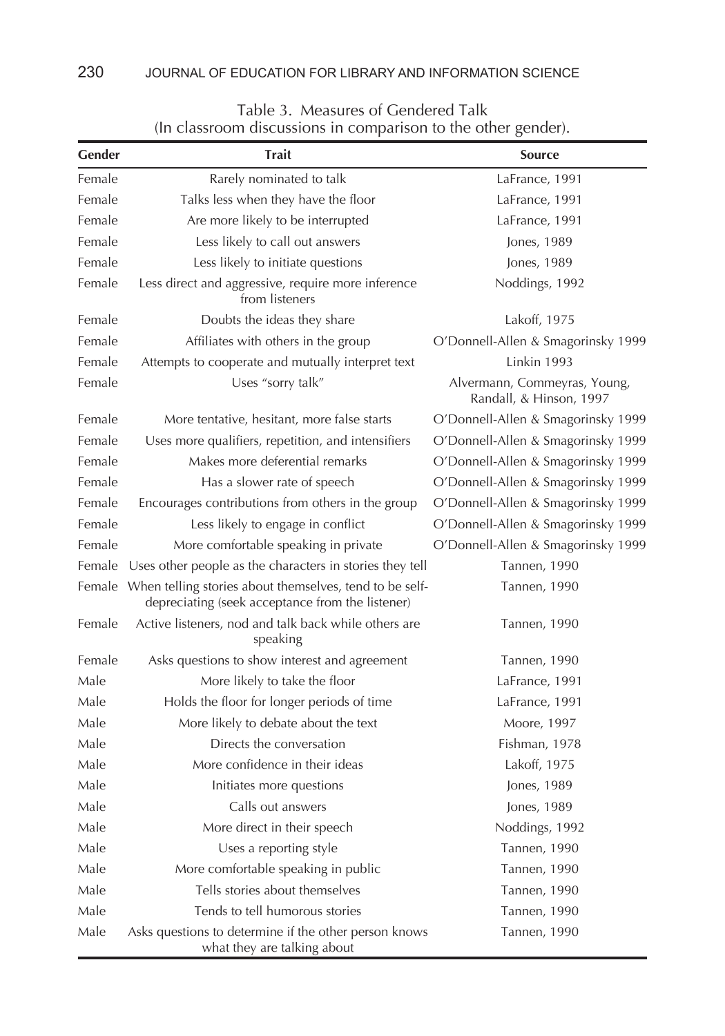Table 3. Measures of Gendered Talk
(In classroom discussions in comparison to the other gender).

| Gender | Trait | Source |
|---|---|---|
| Female | Rarely nominated to talk | LaFrance, 1991 |
| Female | Talks less when they have the floor | LaFrance, 1991 |
| Female | Are more likely to be interrupted | LaFrance, 1991 |
| Female | Less likely to call out answers | Jones, 1989 |
| Female | Less likely to initiate questions | Jones, 1989 |
| Female | Less direct and aggressive, require more inference from listeners | Noddings, 1992 |
| Female | Doubts the ideas they share | Lakoff, 1975 |
| Female | Affiliates with others in the group | O'Donnell-Allen & Smagorinsky 1999 |
| Female | Attempts to cooperate and mutually interpret text | Linkin 1993 |
| Female | Uses "sorry talk" | Alvermann, Commeyras, Young, Randall, & Hinson, 1997 |
| Female | More tentative, hesitant, more false starts | O'Donnell-Allen & Smagorinsky 1999 |
| Female | Uses more qualifiers, repetition, and intensifiers | O'Donnell-Allen & Smagorinsky 1999 |
| Female | Makes more deferential remarks | O'Donnell-Allen & Smagorinsky 1999 |
| Female | Has a slower rate of speech | O'Donnell-Allen & Smagorinsky 1999 |
| Female | Encourages contributions from others in the group | O'Donnell-Allen & Smagorinsky 1999 |
| Female | Less likely to engage in conflict | O'Donnell-Allen & Smagorinsky 1999 |
| Female | More comfortable speaking in private | O'Donnell-Allen & Smagorinsky 1999 |
| Female | Uses other people as the characters in stories they tell | Tannen, 1990 |
| Female | When telling stories about themselves, tend to be self-depreciating (seek acceptance from the listener) | Tannen, 1990 |
| Female | Active listeners, nod and talk back while others are speaking | Tannen, 1990 |
| Female | Asks questions to show interest and agreement | Tannen, 1990 |
| Male | More likely to take the floor | LaFrance, 1991 |
| Male | Holds the floor for longer periods of time | LaFrance, 1991 |
| Male | More likely to debate about the text | Moore, 1997 |
| Male | Directs the conversation | Fishman, 1978 |
| Male | More confidence in their ideas | Lakoff, 1975 |
| Male | Initiates more questions | Jones, 1989 |
| Male | Calls out answers | Jones, 1989 |
| Male | More direct in their speech | Noddings, 1992 |
| Male | Uses a reporting style | Tannen, 1990 |
| Male | More comfortable speaking in public | Tannen, 1990 |
| Male | Tells stories about themselves | Tannen, 1990 |
| Male | Tends to tell humorous stories | Tannen, 1990 |
| Male | Asks questions to determine if the other person knows what they are talking about | Tannen, 1990 |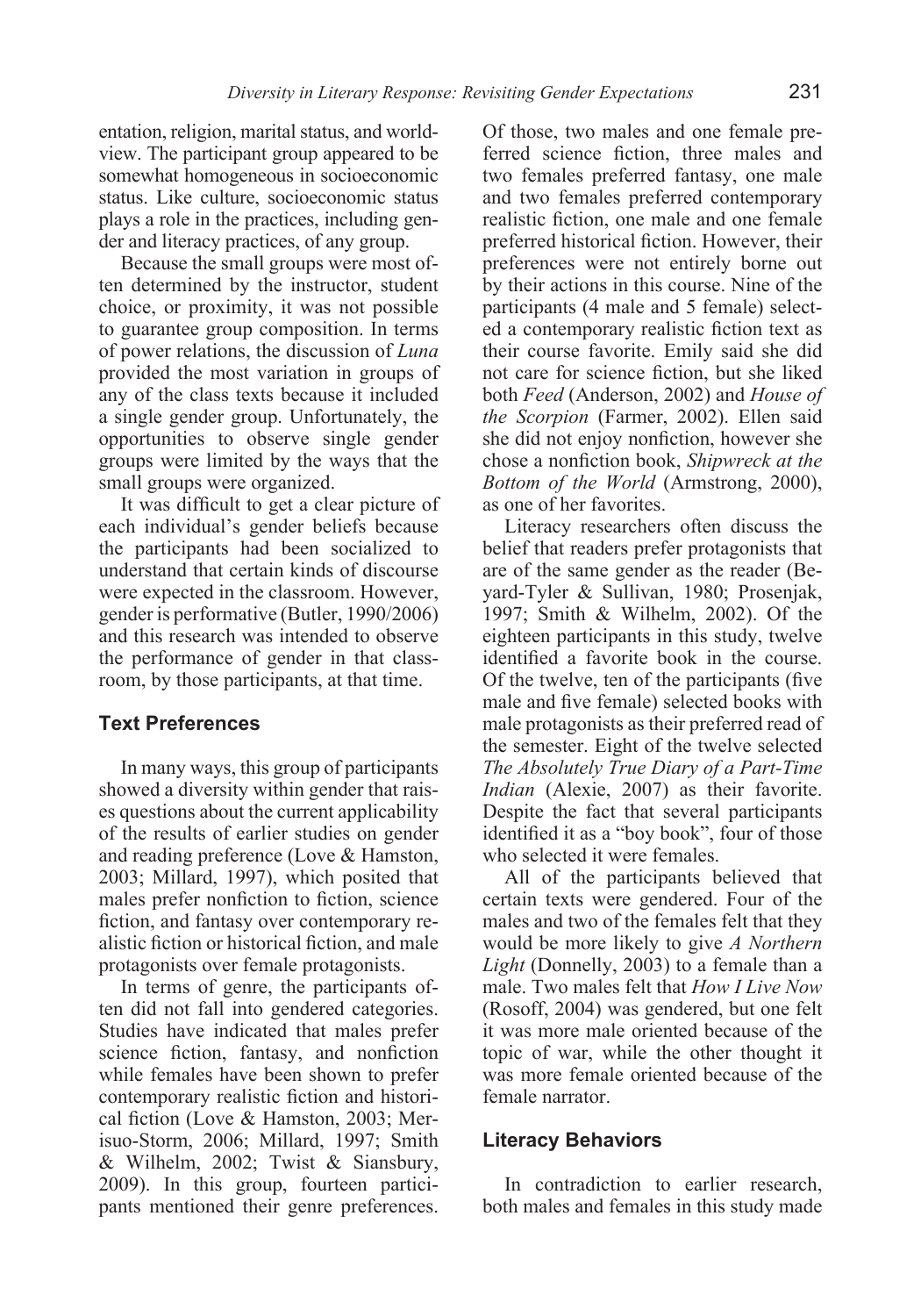entation, religion, marital status, and worldview. The participant group appeared to be somewhat homogeneous in socioeconomic status. Like culture, socioeconomic status plays a role in the practices, including gender and literacy practices, of any group.

Because the small groups were most often determined by the instructor, student choice, or proximity, it was not possible to guarantee group composition. In terms of power relations, the discussion of *Luna* provided the most variation in groups of any of the class texts because it included a single gender group. Unfortunately, the opportunities to observe single gender groups were limited by the ways that the small groups were organized.

It was difficult to get a clear picture of each individual's gender beliefs because the participants had been socialized to understand that certain kinds of discourse were expected in the classroom. However, gender is performative (Butler, 1990/2006) and this research was intended to observe the performance of gender in that classroom, by those participants, at that time.

## Text Preferences

In many ways, this group of participants showed a diversity within gender that raises questions about the current applicability of the results of earlier studies on gender and reading preference (Love & Hamston, 2003; Millard, 1997), which posited that males prefer nonfiction to fiction, science fiction, and fantasy over contemporary realistic fiction or historical fiction, and male protagonists over female protagonists.

In terms of genre, the participants often did not fall into gendered categories. Studies have indicated that males prefer science fiction, fantasy, and nonfiction while females have been shown to prefer contemporary realistic fiction and historical fiction (Love & Hamston, 2003; Merisuo-Storm, 2006; Millard, 1997; Smith & Wilhelm, 2002; Twist & Siansbury, 2009). In this group, fourteen participants mentioned their genre preferences. Of those, two males and one female preferred science fiction, three males and two females preferred fantasy, one male and two females preferred contemporary realistic fiction, one male and one female preferred historical fiction. However, their preferences were not entirely borne out by their actions in this course. Nine of the participants (4 male and 5 female) selected a contemporary realistic fiction text as their course favorite. Emily said she did not care for science fiction, but she liked both *Feed* (Anderson, 2002) and *House of the Scorpion* (Farmer, 2002). Ellen said she did not enjoy nonfiction, however she chose a nonfiction book, *Shipwreck at the Bottom of the World* (Armstrong, 2000), as one of her favorites.

Literacy researchers often discuss the belief that readers prefer protagonists that are of the same gender as the reader (Beyard-Tyler & Sullivan, 1980; Prosenjak, 1997; Smith & Wilhelm, 2002). Of the eighteen participants in this study, twelve identified a favorite book in the course. Of the twelve, ten of the participants (five male and five female) selected books with male protagonists as their preferred read of the semester. Eight of the twelve selected *The Absolutely True Diary of a Part-Time Indian* (Alexie, 2007) as their favorite. Despite the fact that several participants identified it as a "boy book", four of those who selected it were females.

All of the participants believed that certain texts were gendered. Four of the males and two of the females felt that they would be more likely to give *A Northern Light* (Donnelly, 2003) to a female than a male. Two males felt that *How I Live Now* (Rosoff, 2004) was gendered, but one felt it was more male oriented because of the topic of war, while the other thought it was more female oriented because of the female narrator.

## Literacy Behaviors

In contradiction to earlier research, both males and females in this study made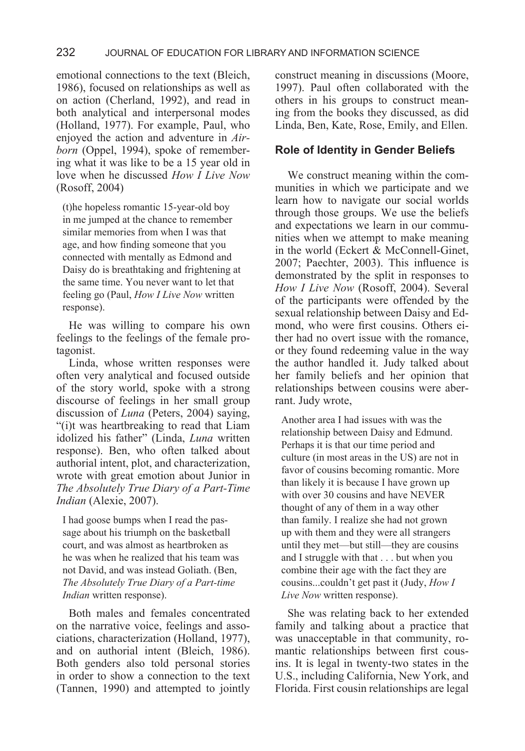emotional connections to the text (Bleich, 1986), focused on relationships as well as on action (Cherland, 1992), and read in both analytical and interpersonal modes (Holland, 1977). For example, Paul, who enjoyed the action and adventure in *Airborn* (Oppel, 1994), spoke of remembering what it was like to be a 15 year old in love when he discussed *How I Live Now* (Rosoff, 2004)

> (t)he hopeless romantic 15-year-old boy in me jumped at the chance to remember similar memories from when I was that age, and how finding someone that you connected with mentally as Edmond and Daisy do is breathtaking and frightening at the same time. You never want to let that feeling go (Paul, *How I Live Now* written response).

He was willing to compare his own feelings to the feelings of the female protagonist.

Linda, whose written responses were often very analytical and focused outside of the story world, spoke with a strong discourse of feelings in her small group discussion of *Luna* (Peters, 2004) saying, "(i)t was heartbreaking to read that Liam idolized his father" (Linda, *Luna* written response). Ben, who often talked about authorial intent, plot, and characterization, wrote with great emotion about Junior in *The Absolutely True Diary of a Part-Time Indian* (Alexie, 2007).

> I had goose bumps when I read the passage about his triumph on the basketball court, and was almost as heartbroken as he was when he realized that his team was not David, and was instead Goliath. (Ben, *The Absolutely True Diary of a Part-time Indian* written response).

Both males and females concentrated on the narrative voice, feelings and associations, characterization (Holland, 1977), and on authorial intent (Bleich, 1986). Both genders also told personal stories in order to show a connection to the text (Tannen, 1990) and attempted to jointly construct meaning in discussions (Moore, 1997). Paul often collaborated with the others in his groups to construct meaning from the books they discussed, as did Linda, Ben, Kate, Rose, Emily, and Ellen.

### Role of Identity in Gender Beliefs

We construct meaning within the communities in which we participate and we learn how to navigate our social worlds through those groups. We use the beliefs and expectations we learn in our communities when we attempt to make meaning in the world (Eckert & McConnell-Ginet, 2007; Paechter, 2003). This influence is demonstrated by the split in responses to *How I Live Now* (Rosoff, 2004). Several of the participants were offended by the sexual relationship between Daisy and Edmond, who were first cousins. Others either had no overt issue with the romance, or they found redeeming value in the way the author handled it. Judy talked about her family beliefs and her opinion that relationships between cousins were aberrant. Judy wrote,

> Another area I had issues with was the relationship between Daisy and Edmund. Perhaps it is that our time period and culture (in most areas in the US) are not in favor of cousins becoming romantic. More than likely it is because I have grown up with over 30 cousins and have NEVER thought of any of them in a way other than family. I realize she had not grown up with them and they were all strangers until they met—but still—they are cousins and I struggle with that . . . but when you combine their age with the fact they are cousins...couldn't get past it (Judy, *How I Live Now* written response).

She was relating back to her extended family and talking about a practice that was unacceptable in that community, romantic relationships between first cousins. It is legal in twenty-two states in the U.S., including California, New York, and Florida. First cousin relationships are legal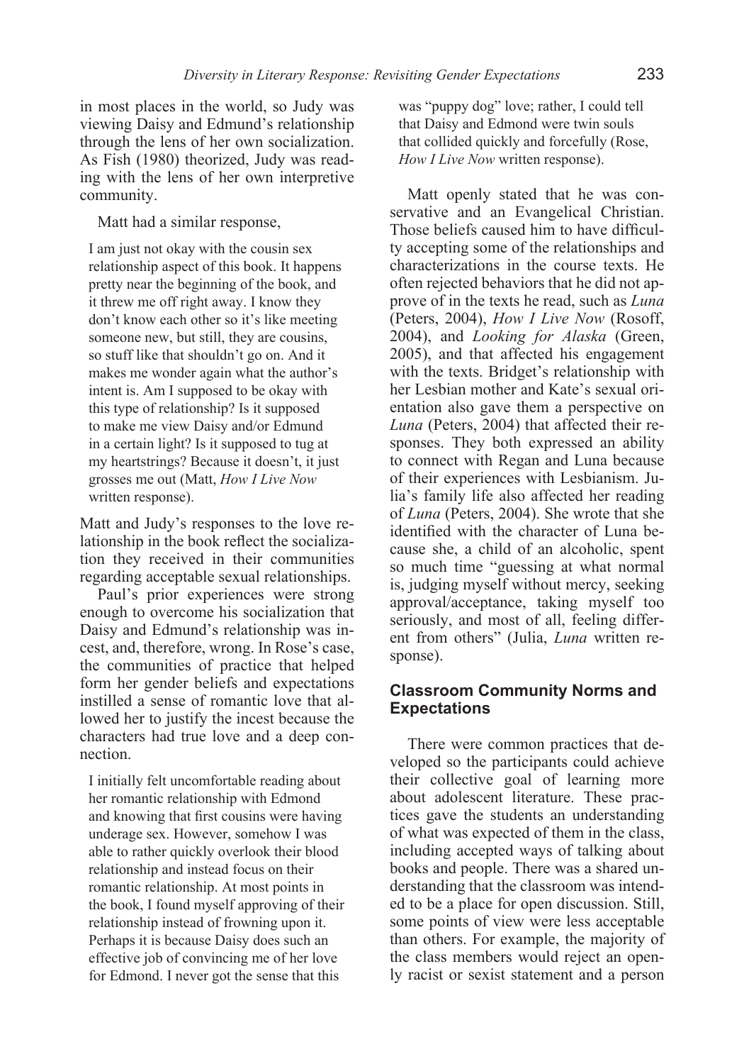in most places in the world, so Judy was viewing Daisy and Edmund's relationship through the lens of her own socialization. As Fish (1980) theorized, Judy was reading with the lens of her own interpretive community.

Matt had a similar response,

> I am just not okay with the cousin sex relationship aspect of this book. It happens pretty near the beginning of the book, and it threw me off right away. I know they don't know each other so it's like meeting someone new, but still, they are cousins, so stuff like that shouldn't go on. And it makes me wonder again what the author's intent is. Am I supposed to be okay with this type of relationship? Is it supposed to make me view Daisy and/or Edmund in a certain light? Is it supposed to tug at my heartstrings? Because it doesn't, it just grosses me out (Matt, *How I Live Now* written response).

Matt and Judy's responses to the love relationship in the book reflect the socialization they received in their communities regarding acceptable sexual relationships.

Paul's prior experiences were strong enough to overcome his socialization that Daisy and Edmund's relationship was incest, and, therefore, wrong. In Rose's case, the communities of practice that helped form her gender beliefs and expectations instilled a sense of romantic love that allowed her to justify the incest because the characters had true love and a deep connection.

> I initially felt uncomfortable reading about her romantic relationship with Edmond and knowing that first cousins were having underage sex. However, somehow I was able to rather quickly overlook their blood relationship and instead focus on their romantic relationship. At most points in the book, I found myself approving of their relationship instead of frowning upon it. Perhaps it is because Daisy does such an effective job of convincing me of her love for Edmond. I never got the sense that this was "puppy dog" love; rather, I could tell that Daisy and Edmond were twin souls that collided quickly and forcefully (Rose, *How I Live Now* written response).

Matt openly stated that he was conservative and an Evangelical Christian. Those beliefs caused him to have difficulty accepting some of the relationships and characterizations in the course texts. He often rejected behaviors that he did not approve of in the texts he read, such as *Luna* (Peters, 2004), *How I Live Now* (Rosoff, 2004), and *Looking for Alaska* (Green, 2005), and that affected his engagement with the texts. Bridget's relationship with her Lesbian mother and Kate's sexual orientation also gave them a perspective on *Luna* (Peters, 2004) that affected their responses. They both expressed an ability to connect with Regan and Luna because of their experiences with Lesbianism. Julia's family life also affected her reading of *Luna* (Peters, 2004). She wrote that she identified with the character of Luna because she, a child of an alcoholic, spent so much time "guessing at what normal is, judging myself without mercy, seeking approval/acceptance, taking myself too seriously, and most of all, feeling different from others" (Julia, *Luna* written response).

## Classroom Community Norms and Expectations

There were common practices that developed so the participants could achieve their collective goal of learning more about adolescent literature. These practices gave the students an understanding of what was expected of them in the class, including accepted ways of talking about books and people. There was a shared understanding that the classroom was intended to be a place for open discussion. Still, some points of view were less acceptable than others. For example, the majority of the class members would reject an openly racist or sexist statement and a person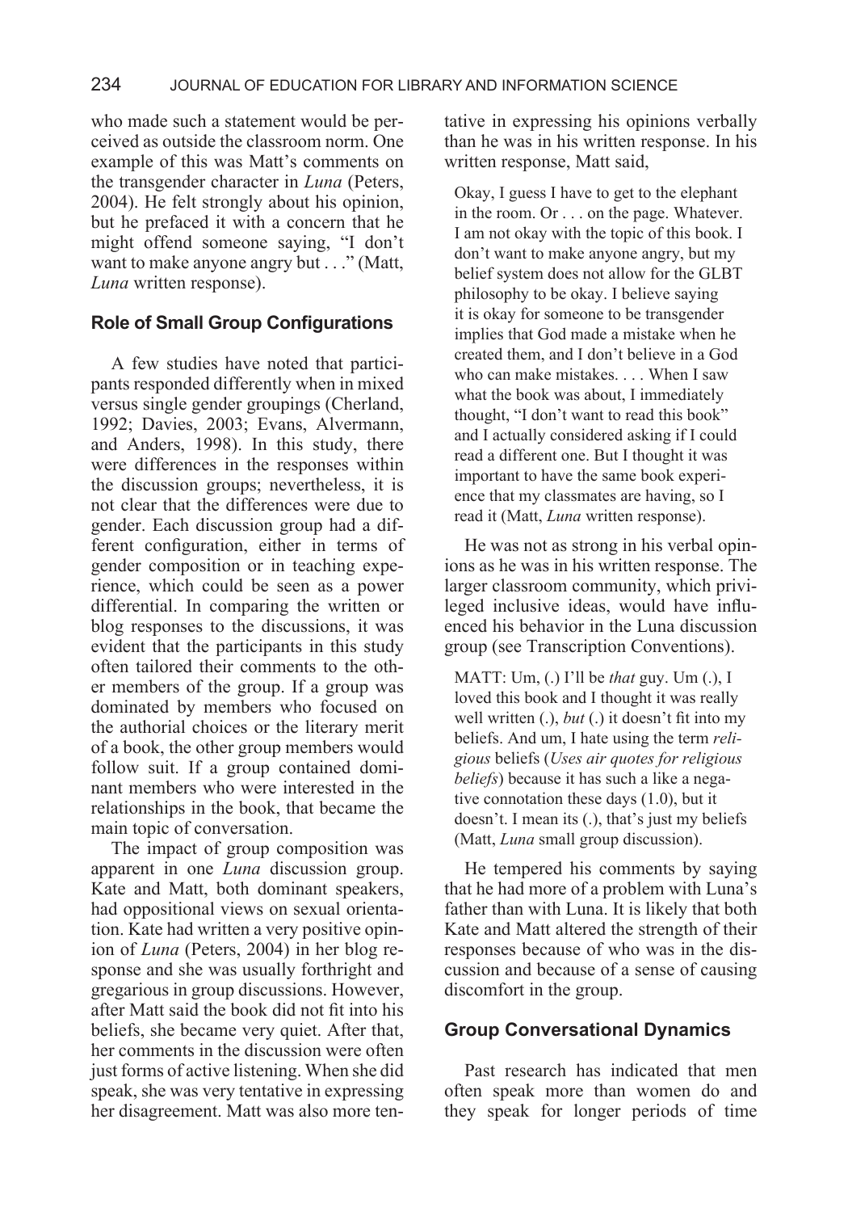who made such a statement would be perceived as outside the classroom norm. One example of this was Matt's comments on the transgender character in *Luna* (Peters, 2004). He felt strongly about his opinion, but he prefaced it with a concern that he might offend someone saying, "I don't want to make anyone angry but . . ." (Matt, *Luna* written response).

### Role of Small Group Configurations

A few studies have noted that participants responded differently when in mixed versus single gender groupings (Cherland, 1992; Davies, 2003; Evans, Alvermann, and Anders, 1998). In this study, there were differences in the responses within the discussion groups; nevertheless, it is not clear that the differences were due to gender. Each discussion group had a different configuration, either in terms of gender composition or in teaching experience, which could be seen as a power differential. In comparing the written or blog responses to the discussions, it was evident that the participants in this study often tailored their comments to the other members of the group. If a group was dominated by members who focused on the authorial choices or the literary merit of a book, the other group members would follow suit. If a group contained dominant members who were interested in the relationships in the book, that became the main topic of conversation.

The impact of group composition was apparent in one *Luna* discussion group. Kate and Matt, both dominant speakers, had oppositional views on sexual orientation. Kate had written a very positive opinion of *Luna* (Peters, 2004) in her blog response and she was usually forthright and gregarious in group discussions. However, after Matt said the book did not fit into his beliefs, she became very quiet. After that, her comments in the discussion were often just forms of active listening. When she did speak, she was very tentative in expressing her disagreement. Matt was also more tentative in expressing his opinions verbally than he was in his written response. In his written response, Matt said,

> Okay, I guess I have to get to the elephant in the room. Or . . . on the page. Whatever. I am not okay with the topic of this book. I don't want to make anyone angry, but my belief system does not allow for the GLBT philosophy to be okay. I believe saying it is okay for someone to be transgender implies that God made a mistake when he created them, and I don't believe in a God who can make mistakes. . . . When I saw what the book was about, I immediately thought, "I don't want to read this book" and I actually considered asking if I could read a different one. But I thought it was important to have the same book experience that my classmates are having, so I read it (Matt, *Luna* written response).

He was not as strong in his verbal opinions as he was in his written response. The larger classroom community, which privileged inclusive ideas, would have influenced his behavior in the Luna discussion group (see Transcription Conventions).

> MATT: Um, (.) I'll be *that* guy. Um (.), I loved this book and I thought it was really well written (.), *but* (.) it doesn't fit into my beliefs. And um, I hate using the term *religious* beliefs (*Uses air quotes for religious beliefs*) because it has such a like a negative connotation these days (1.0), but it doesn't. I mean its (.), that's just my beliefs (Matt, *Luna* small group discussion).

He tempered his comments by saying that he had more of a problem with Luna's father than with Luna. It is likely that both Kate and Matt altered the strength of their responses because of who was in the discussion and because of a sense of causing discomfort in the group.

### Group Conversational Dynamics

Past research has indicated that men often speak more than women do and they speak for longer periods of time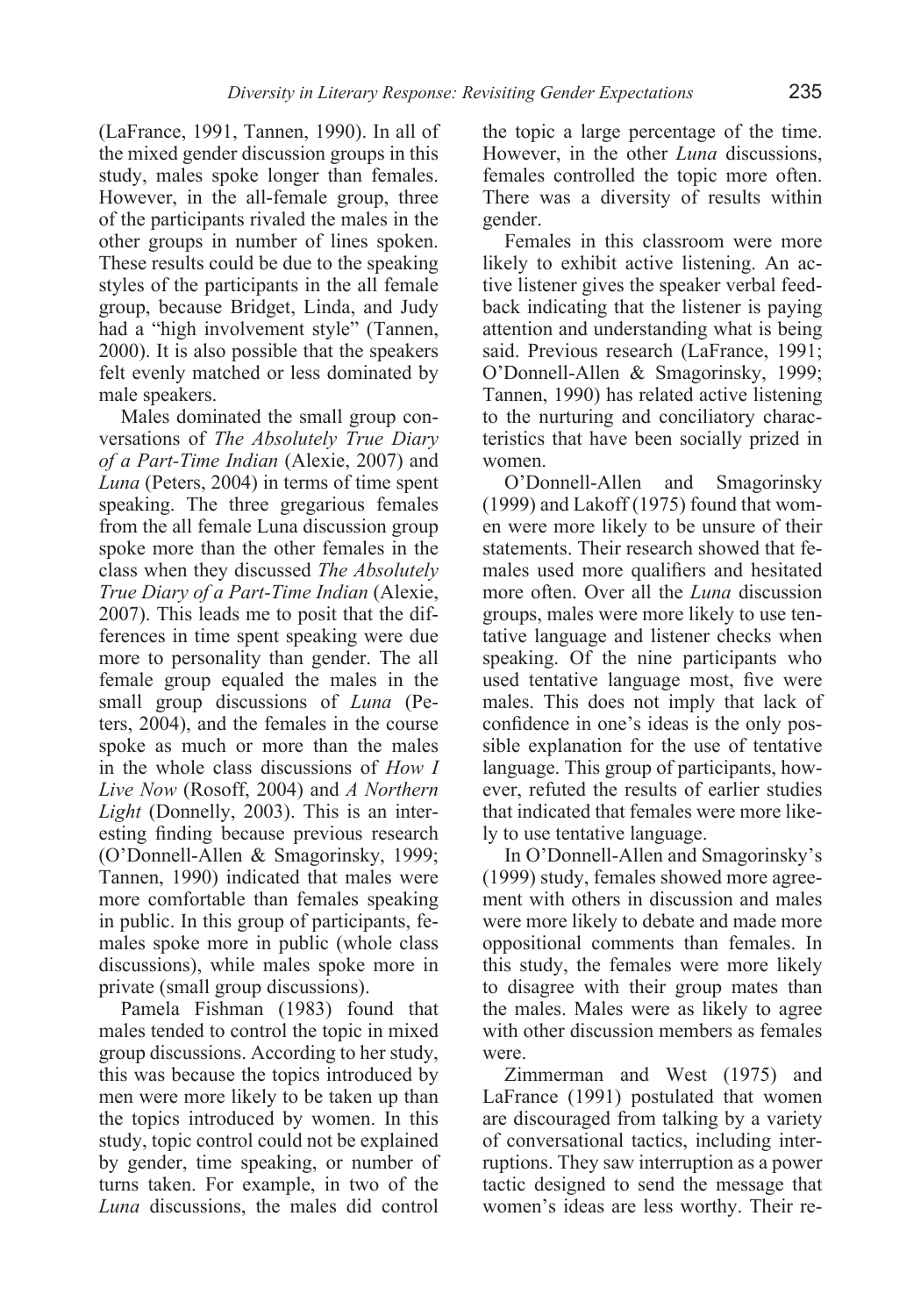(LaFrance, 1991, Tannen, 1990). In all of the mixed gender discussion groups in this study, males spoke longer than females. However, in the all-female group, three of the participants rivaled the males in the other groups in number of lines spoken. These results could be due to the speaking styles of the participants in the all female group, because Bridget, Linda, and Judy had a "high involvement style" (Tannen, 2000). It is also possible that the speakers felt evenly matched or less dominated by male speakers.

Males dominated the small group conversations of *The Absolutely True Diary of a Part-Time Indian* (Alexie, 2007) and *Luna* (Peters, 2004) in terms of time spent speaking. The three gregarious females from the all female Luna discussion group spoke more than the other females in the class when they discussed *The Absolutely True Diary of a Part-Time Indian* (Alexie, 2007). This leads me to posit that the differences in time spent speaking were due more to personality than gender. The all female group equaled the males in the small group discussions of *Luna* (Peters, 2004), and the females in the course spoke as much or more than the males in the whole class discussions of *How I Live Now* (Rosoff, 2004) and *A Northern Light* (Donnelly, 2003). This is an interesting finding because previous research (O'Donnell-Allen & Smagorinsky, 1999; Tannen, 1990) indicated that males were more comfortable than females speaking in public. In this group of participants, females spoke more in public (whole class discussions), while males spoke more in private (small group discussions).

Pamela Fishman (1983) found that males tended to control the topic in mixed group discussions. According to her study, this was because the topics introduced by men were more likely to be taken up than the topics introduced by women. In this study, topic control could not be explained by gender, time speaking, or number of turns taken. For example, in two of the *Luna* discussions, the males did control the topic a large percentage of the time. However, in the other *Luna* discussions, females controlled the topic more often. There was a diversity of results within gender.

Females in this classroom were more likely to exhibit active listening. An active listener gives the speaker verbal feedback indicating that the listener is paying attention and understanding what is being said. Previous research (LaFrance, 1991; O'Donnell-Allen & Smagorinsky, 1999; Tannen, 1990) has related active listening to the nurturing and conciliatory characteristics that have been socially prized in women.

O'Donnell-Allen and Smagorinsky (1999) and Lakoff (1975) found that women were more likely to be unsure of their statements. Their research showed that females used more qualifiers and hesitated more often. Over all the *Luna* discussion groups, males were more likely to use tentative language and listener checks when speaking. Of the nine participants who used tentative language most, five were males. This does not imply that lack of confidence in one's ideas is the only possible explanation for the use of tentative language. This group of participants, however, refuted the results of earlier studies that indicated that females were more likely to use tentative language.

In O'Donnell-Allen and Smagorinsky's (1999) study, females showed more agreement with others in discussion and males were more likely to debate and made more oppositional comments than females. In this study, the females were more likely to disagree with their group mates than the males. Males were as likely to agree with other discussion members as females were.

Zimmerman and West (1975) and LaFrance (1991) postulated that women are discouraged from talking by a variety of conversational tactics, including interruptions. They saw interruption as a power tactic designed to send the message that women's ideas are less worthy. Their re-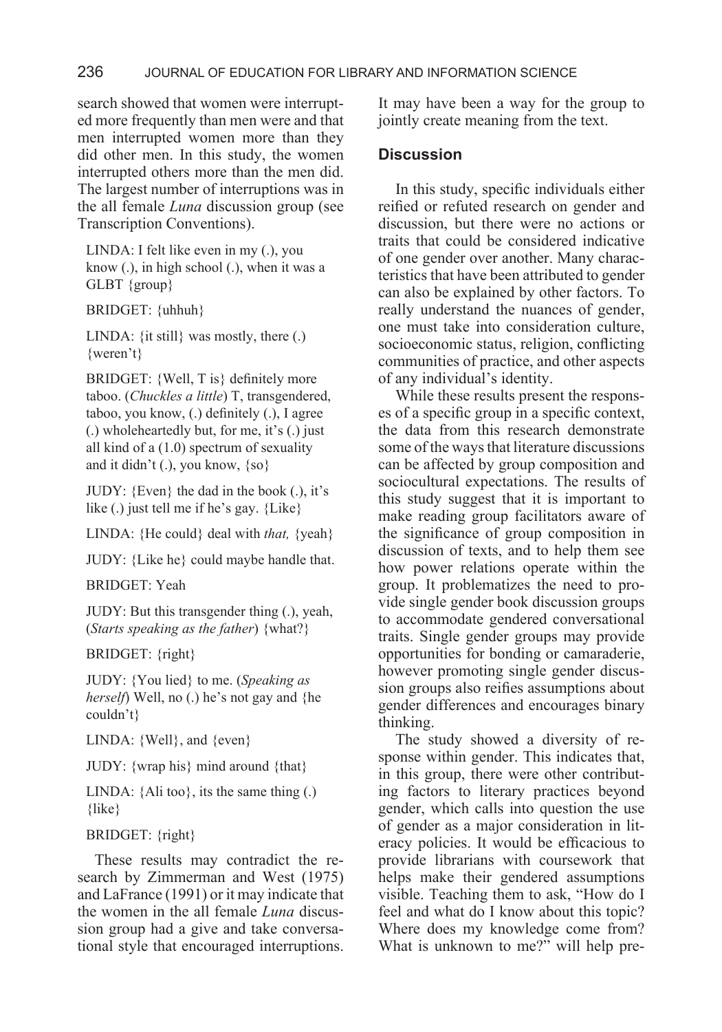search showed that women were interrupted more frequently than men were and that men interrupted women more than they did other men. In this study, the women interrupted others more than the men did. The largest number of interruptions was in the all female *Luna* discussion group (see Transcription Conventions).

> LINDA: I felt like even in my (.), you know (.), in high school (.), when it was a GLBT {group}
>
> BRIDGET: {uhhuh}
>
> LINDA: {it still} was mostly, there (.) {weren't}
>
> BRIDGET: {Well, T is} definitely more taboo. (*Chuckles a little*) T, transgendered, taboo, you know, (.) definitely (.), I agree (.) wholeheartedly but, for me, it's (.) just all kind of a (1.0) spectrum of sexuality and it didn't (.), you know, {so}
>
> JUDY: {Even} the dad in the book (.), it's like (.) just tell me if he's gay. {Like}
>
> LINDA: {He could} deal with *that,* {yeah}
>
> JUDY: {Like he} could maybe handle that.
>
> BRIDGET: Yeah
>
> JUDY: But this transgender thing (.), yeah, (*Starts speaking as the father*) {what?}
>
> BRIDGET: {right}
>
> JUDY: {You lied} to me. (*Speaking as herself*) Well, no (.) he's not gay and {he couldn't}
>
> LINDA: {Well}, and {even}
>
> JUDY: {wrap his} mind around {that}
>
> LINDA: {Ali too}, its the same thing (.) {like}
>
> BRIDGET: {right}

These results may contradict the research by Zimmerman and West (1975) and LaFrance (1991) or it may indicate that the women in the all female *Luna* discussion group had a give and take conversational style that encouraged interruptions. It may have been a way for the group to jointly create meaning from the text.

## Discussion

In this study, specific individuals either reified or refuted research on gender and discussion, but there were no actions or traits that could be considered indicative of one gender over another. Many characteristics that have been attributed to gender can also be explained by other factors. To really understand the nuances of gender, one must take into consideration culture, socioeconomic status, religion, conflicting communities of practice, and other aspects of any individual's identity.

While these results present the responses of a specific group in a specific context, the data from this research demonstrate some of the ways that literature discussions can be affected by group composition and sociocultural expectations. The results of this study suggest that it is important to make reading group facilitators aware of the significance of group composition in discussion of texts, and to help them see how power relations operate within the group. It problematizes the need to provide single gender book discussion groups to accommodate gendered conversational traits. Single gender groups may provide opportunities for bonding or camaraderie, however promoting single gender discussion groups also reifies assumptions about gender differences and encourages binary thinking.

The study showed a diversity of response within gender. This indicates that, in this group, there were other contributing factors to literary practices beyond gender, which calls into question the use of gender as a major consideration in literacy policies. It would be efficacious to provide librarians with coursework that helps make their gendered assumptions visible. Teaching them to ask, "How do I feel and what do I know about this topic? Where does my knowledge come from? What is unknown to me?" will help pre-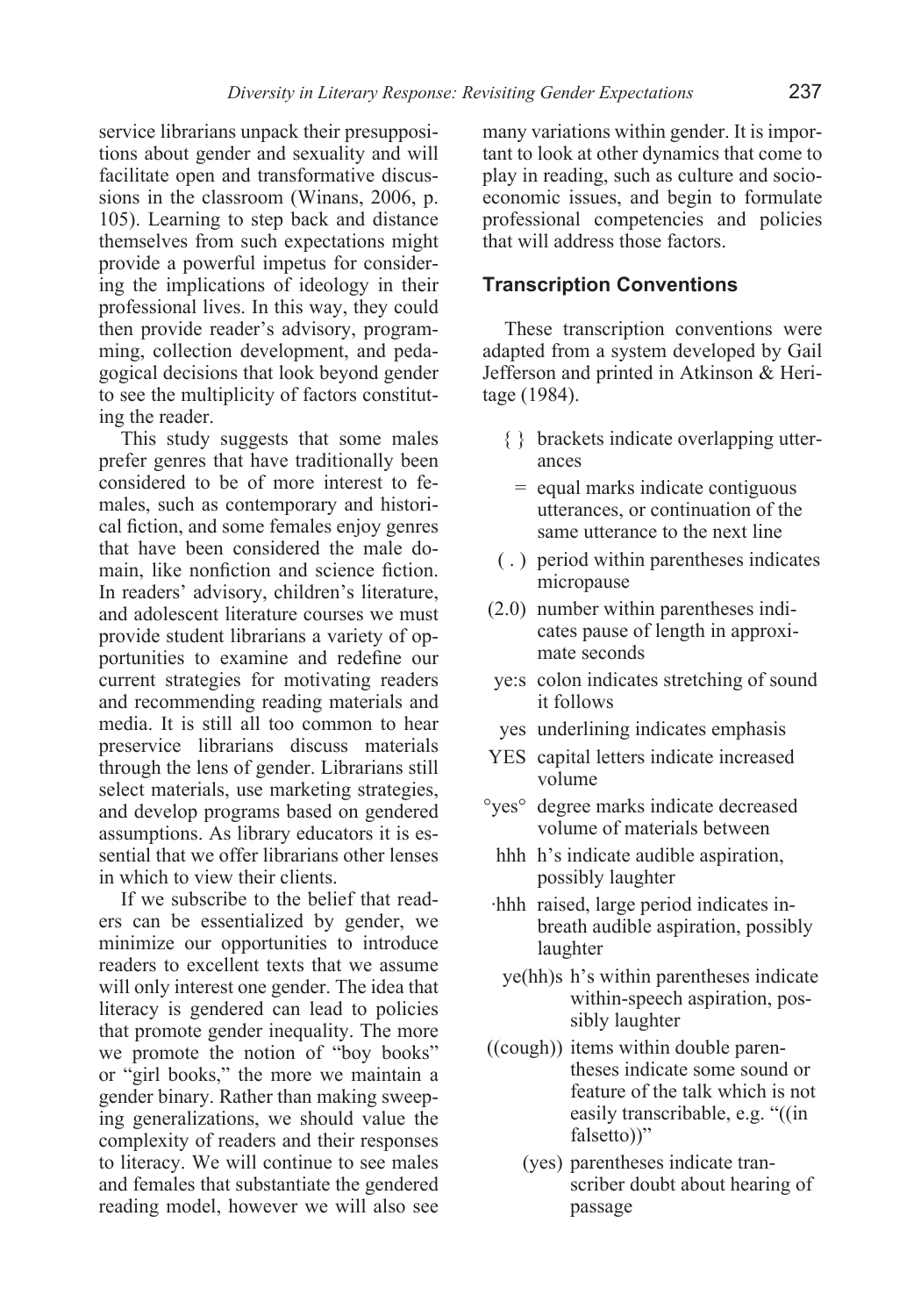service librarians unpack their presuppositions about gender and sexuality and will facilitate open and transformative discussions in the classroom (Winans, 2006, p. 105). Learning to step back and distance themselves from such expectations might provide a powerful impetus for considering the implications of ideology in their professional lives. In this way, they could then provide reader's advisory, programming, collection development, and pedagogical decisions that look beyond gender to see the multiplicity of factors constituting the reader.

This study suggests that some males prefer genres that have traditionally been considered to be of more interest to females, such as contemporary and historical fiction, and some females enjoy genres that have been considered the male domain, like nonfiction and science fiction. In readers' advisory, children's literature, and adolescent literature courses we must provide student librarians a variety of opportunities to examine and redefine our current strategies for motivating readers and recommending reading materials and media. It is still all too common to hear preservice librarians discuss materials through the lens of gender. Librarians still select materials, use marketing strategies, and develop programs based on gendered assumptions. As library educators it is essential that we offer librarians other lenses in which to view their clients.

If we subscribe to the belief that readers can be essentialized by gender, we minimize our opportunities to introduce readers to excellent texts that we assume will only interest one gender. The idea that literacy is gendered can lead to policies that promote gender inequality. The more we promote the notion of "boy books" or "girl books," the more we maintain a gender binary. Rather than making sweeping generalizations, we should value the complexity of readers and their responses to literacy. We will continue to see males and females that substantiate the gendered reading model, however we will also see many variations within gender. It is important to look at other dynamics that come to play in reading, such as culture and socioeconomic issues, and begin to formulate professional competencies and policies that will address those factors.

## Transcription Conventions

These transcription conventions were adapted from a system developed by Gail Jefferson and printed in Atkinson & Heritage (1984).

- { } brackets indicate overlapping utterances
- = equal marks indicate contiguous utterances, or continuation of the same utterance to the next line
- ( . ) period within parentheses indicates micropause
- (2.0) number within parentheses indicates pause of length in approximate seconds
- ye:s colon indicates stretching of sound it follows
- <u>yes</u> underlining indicates emphasis
- YES capital letters indicate increased volume
- °yes° degree marks indicate decreased volume of materials between
- hhh h's indicate audible aspiration, possibly laughter
- ·hhh raised, large period indicates inbreath audible aspiration, possibly laughter
- ye(hh)s h's within parentheses indicate within-speech aspiration, possibly laughter
- ((cough)) items within double parentheses indicate some sound or feature of the talk which is not easily transcribable, e.g. "((in falsetto))"
- (yes) parentheses indicate transcriber doubt about hearing of passage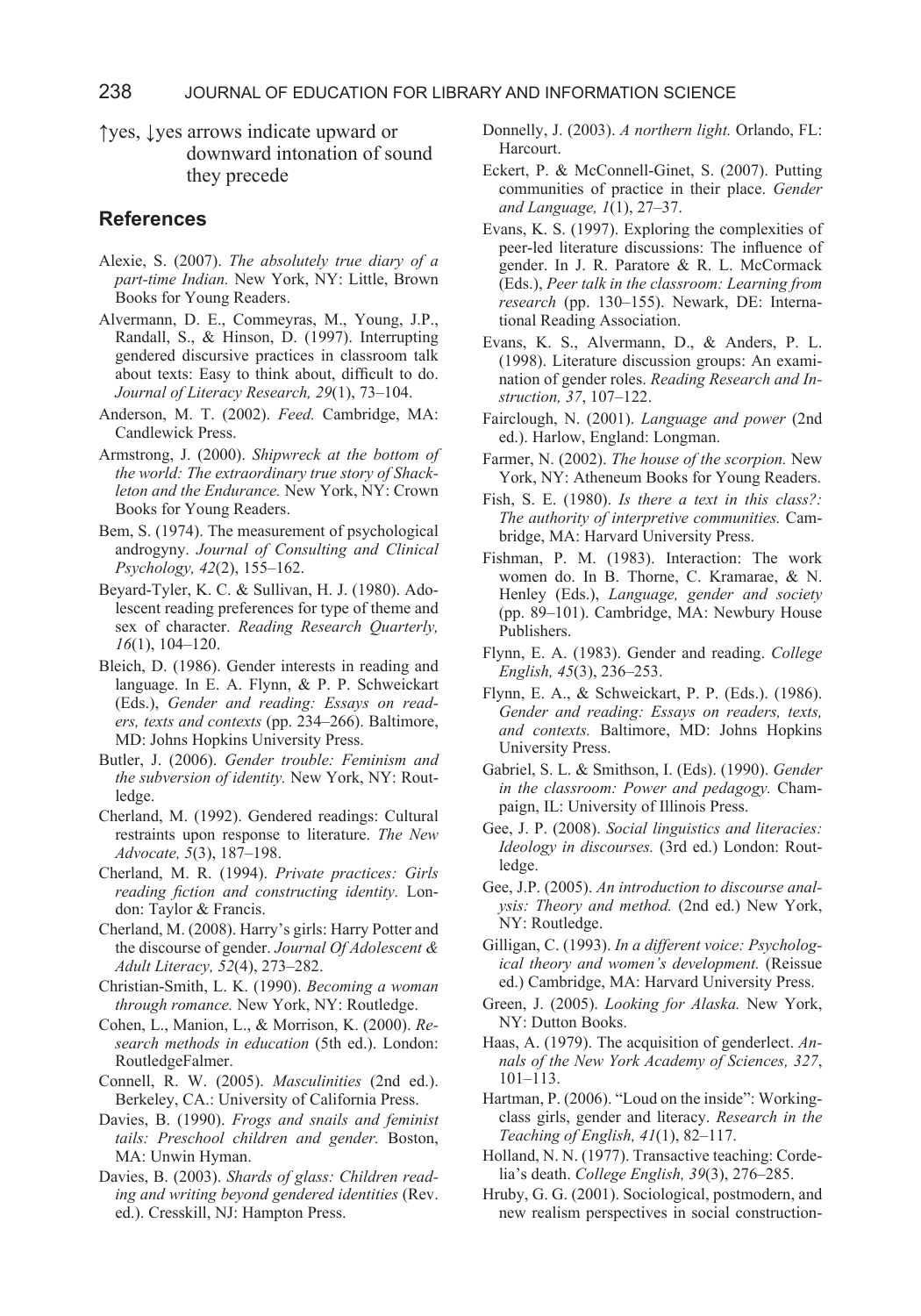↑yes, ↓yes arrows indicate upward or downward intonation of sound they precede

## References

Alexie, S. (2007). *The absolutely true diary of a part-time Indian.* New York, NY: Little, Brown Books for Young Readers.

Alvermann, D. E., Commeyras, M., Young, J.P., Randall, S., & Hinson, D. (1997). Interrupting gendered discursive practices in classroom talk about texts: Easy to think about, difficult to do. *Journal of Literacy Research, 29*(1), 73–104.

Anderson, M. T. (2002). *Feed.* Cambridge, MA: Candlewick Press.

Armstrong, J. (2000). *Shipwreck at the bottom of the world: The extraordinary true story of Shackleton and the Endurance.* New York, NY: Crown Books for Young Readers.

Bem, S. (1974). The measurement of psychological androgyny. *Journal of Consulting and Clinical Psychology, 42*(2), 155–162.

Beyard-Tyler, K. C. & Sullivan, H. J. (1980). Adolescent reading preferences for type of theme and sex of character. *Reading Research Quarterly, 16*(1), 104–120.

Bleich, D. (1986). Gender interests in reading and language. In E. A. Flynn, & P. P. Schweickart (Eds.), *Gender and reading: Essays on readers, texts and contexts* (pp. 234–266). Baltimore, MD: Johns Hopkins University Press.

Butler, J. (2006). *Gender trouble: Feminism and the subversion of identity.* New York, NY: Routledge.

Cherland, M. (1992). Gendered readings: Cultural restraints upon response to literature. *The New Advocate, 5*(3), 187–198.

Cherland, M. R. (1994). *Private practices: Girls reading fiction and constructing identity.* London: Taylor & Francis.

Cherland, M. (2008). Harry's girls: Harry Potter and the discourse of gender. *Journal Of Adolescent & Adult Literacy, 52*(4), 273–282.

Christian-Smith, L. K. (1990). *Becoming a woman through romance.* New York, NY: Routledge.

Cohen, L., Manion, L., & Morrison, K. (2000). *Research methods in education* (5th ed.). London: RoutledgeFalmer.

Connell, R. W. (2005). *Masculinities* (2nd ed.). Berkeley, CA.: University of California Press.

Davies, B. (1990). *Frogs and snails and feminist tails: Preschool children and gender.* Boston, MA: Unwin Hyman.

Davies, B. (2003). *Shards of glass: Children reading and writing beyond gendered identities* (Rev. ed.). Cresskill, NJ: Hampton Press.

Donnelly, J. (2003). *A northern light.* Orlando, FL: Harcourt.

Eckert, P. & McConnell-Ginet, S. (2007). Putting communities of practice in their place. *Gender and Language, 1*(1), 27–37.

Evans, K. S. (1997). Exploring the complexities of peer-led literature discussions: The influence of gender. In J. R. Paratore & R. L. McCormack (Eds.), *Peer talk in the classroom: Learning from research* (pp. 130–155). Newark, DE: International Reading Association.

Evans, K. S., Alvermann, D., & Anders, P. L. (1998). Literature discussion groups: An examination of gender roles. *Reading Research and Instruction, 37*, 107–122.

Fairclough, N. (2001). *Language and power* (2nd ed.). Harlow, England: Longman.

Farmer, N. (2002). *The house of the scorpion.* New York, NY: Atheneum Books for Young Readers.

Fish, S. E. (1980). *Is there a text in this class?: The authority of interpretive communities.* Cambridge, MA: Harvard University Press.

Fishman, P. M. (1983). Interaction: The work women do. In B. Thorne, C. Kramarae, & N. Henley (Eds.), *Language, gender and society* (pp. 89–101). Cambridge, MA: Newbury House Publishers.

Flynn, E. A. (1983). Gender and reading. *College English, 45*(3), 236–253.

Flynn, E. A., & Schweickart, P. P. (Eds.). (1986). *Gender and reading: Essays on readers, texts, and contexts.* Baltimore, MD: Johns Hopkins University Press.

Gabriel, S. L. & Smithson, I. (Eds). (1990). *Gender in the classroom: Power and pedagogy.* Champaign, IL: University of Illinois Press.

Gee, J. P. (2008). *Social linguistics and literacies: Ideology in discourses.* (3rd ed.) London: Routledge.

Gee, J.P. (2005). *An introduction to discourse analysis: Theory and method.* (2nd ed.) New York, NY: Routledge.

Gilligan, C. (1993). *In a different voice: Psychological theory and women's development.* (Reissue ed.) Cambridge, MA: Harvard University Press.

Green, J. (2005). *Looking for Alaska.* New York, NY: Dutton Books.

Haas, A. (1979). The acquisition of genderlect. *Annals of the New York Academy of Sciences, 327*, 101–113.

Hartman, P. (2006). "Loud on the inside": Working-class girls, gender and literacy. *Research in the Teaching of English, 41*(1), 82–117.

Holland, N. N. (1977). Transactive teaching: Cordelia's death. *College English, 39*(3), 276–285.

Hruby, G. G. (2001). Sociological, postmodern, and new realism perspectives in social construction-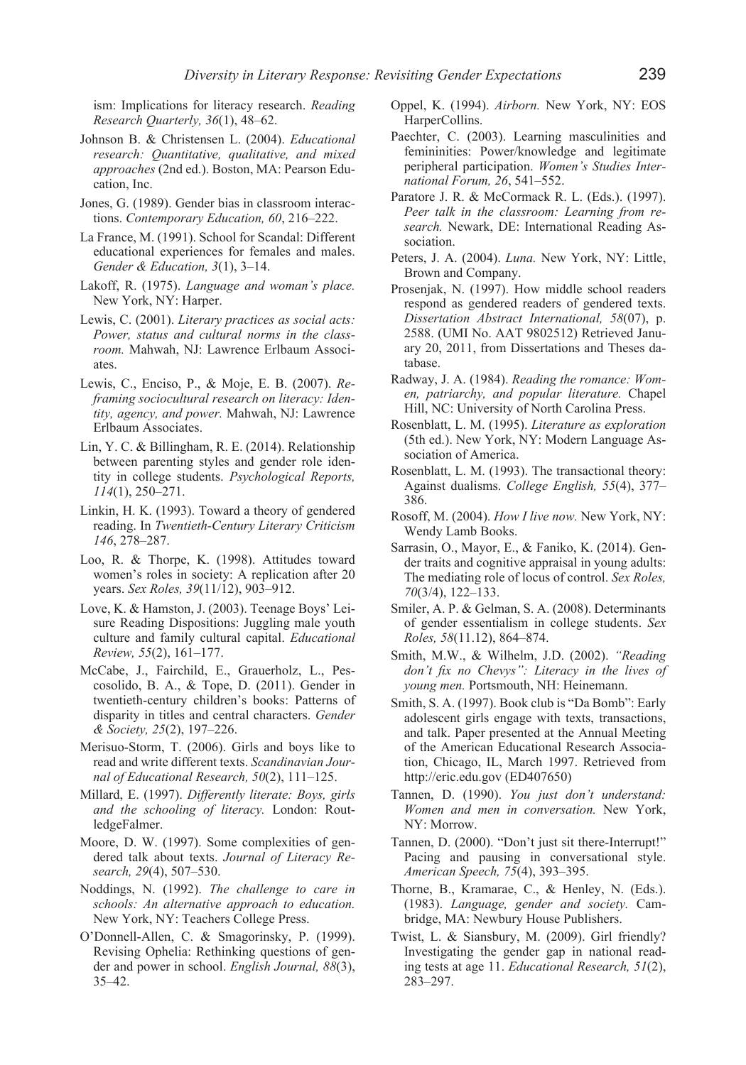ism: Implications for literacy research. *Reading Research Quarterly, 36*(1), 48–62.

Johnson B. & Christensen L. (2004). *Educational research: Quantitative, qualitative, and mixed approaches* (2nd ed.). Boston, MA: Pearson Education, Inc.

Jones, G. (1989). Gender bias in classroom interactions. *Contemporary Education, 60*, 216–222.

La France, M. (1991). School for Scandal: Different educational experiences for females and males. *Gender & Education, 3*(1), 3–14.

Lakoff, R. (1975). *Language and woman's place.* New York, NY: Harper.

Lewis, C. (2001). *Literary practices as social acts: Power, status and cultural norms in the classroom.* Mahwah, NJ: Lawrence Erlbaum Associates.

Lewis, C., Enciso, P., & Moje, E. B. (2007). *Reframing sociocultural research on literacy: Identity, agency, and power.* Mahwah, NJ: Lawrence Erlbaum Associates.

Lin, Y. C. & Billingham, R. E. (2014). Relationship between parenting styles and gender role identity in college students. *Psychological Reports, 114*(1), 250–271.

Linkin, H. K. (1993). Toward a theory of gendered reading. In *Twentieth-Century Literary Criticism 146*, 278–287.

Loo, R. & Thorpe, K. (1998). Attitudes toward women's roles in society: A replication after 20 years. *Sex Roles, 39*(11/12), 903–912.

Love, K. & Hamston, J. (2003). Teenage Boys' Leisure Reading Dispositions: Juggling male youth culture and family cultural capital. *Educational Review, 55*(2), 161–177.

McCabe, J., Fairchild, E., Grauerholz, L., Pescosolido, B. A., & Tope, D. (2011). Gender in twentieth-century children's books: Patterns of disparity in titles and central characters. *Gender & Society, 25*(2), 197–226.

Merisuo-Storm, T. (2006). Girls and boys like to read and write different texts. *Scandinavian Journal of Educational Research, 50*(2), 111–125.

Millard, E. (1997). *Differently literate: Boys, girls and the schooling of literacy.* London: RoutledgeFalmer.

Moore, D. W. (1997). Some complexities of gendered talk about texts. *Journal of Literacy Research, 29*(4), 507–530.

Noddings, N. (1992). *The challenge to care in schools: An alternative approach to education.* New York, NY: Teachers College Press.

O'Donnell-Allen, C. & Smagorinsky, P. (1999). Revising Ophelia: Rethinking questions of gender and power in school. *English Journal, 88*(3), 35–42.

Oppel, K. (1994). *Airborn.* New York, NY: EOS HarperCollins.

Paechter, C. (2003). Learning masculinities and femininities: Power/knowledge and legitimate peripheral participation. *Women's Studies International Forum, 26*, 541–552.

Paratore J. R. & McCormack R. L. (Eds.). (1997). *Peer talk in the classroom: Learning from research.* Newark, DE: International Reading Association.

Peters, J. A. (2004). *Luna.* New York, NY: Little, Brown and Company.

Prosenjak, N. (1997). How middle school readers respond as gendered readers of gendered texts. *Dissertation Abstract International, 58*(07), p. 2588. (UMI No. AAT 9802512) Retrieved January 20, 2011, from Dissertations and Theses database.

Radway, J. A. (1984). *Reading the romance: Women, patriarchy, and popular literature.* Chapel Hill, NC: University of North Carolina Press.

Rosenblatt, L. M. (1995). *Literature as exploration* (5th ed.). New York, NY: Modern Language Association of America.

Rosenblatt, L. M. (1993). The transactional theory: Against dualisms. *College English, 55*(4), 377–386.

Rosoff, M. (2004). *How I live now.* New York, NY: Wendy Lamb Books.

Sarrasin, O., Mayor, E., & Faniko, K. (2014). Gender traits and cognitive appraisal in young adults: The mediating role of locus of control. *Sex Roles, 70*(3/4), 122–133.

Smiler, A. P. & Gelman, S. A. (2008). Determinants of gender essentialism in college students. *Sex Roles, 58*(11.12), 864–874.

Smith, M.W., & Wilhelm, J.D. (2002). *"Reading don't fix no Chevys": Literacy in the lives of young men.* Portsmouth, NH: Heinemann.

Smith, S. A. (1997). Book club is "Da Bomb": Early adolescent girls engage with texts, transactions, and talk. Paper presented at the Annual Meeting of the American Educational Research Association, Chicago, IL, March 1997. Retrieved from http://eric.edu.gov (ED407650)

Tannen, D. (1990). *You just don't understand: Women and men in conversation.* New York, NY: Morrow.

Tannen, D. (2000). "Don't just sit there-Interrupt!" Pacing and pausing in conversational style. *American Speech, 75*(4), 393–395.

Thorne, B., Kramarae, C., & Henley, N. (Eds.). (1983). *Language, gender and society.* Cambridge, MA: Newbury House Publishers.

Twist, L. & Siansbury, M. (2009). Girl friendly? Investigating the gender gap in national reading tests at age 11. *Educational Research, 51*(2), 283–297.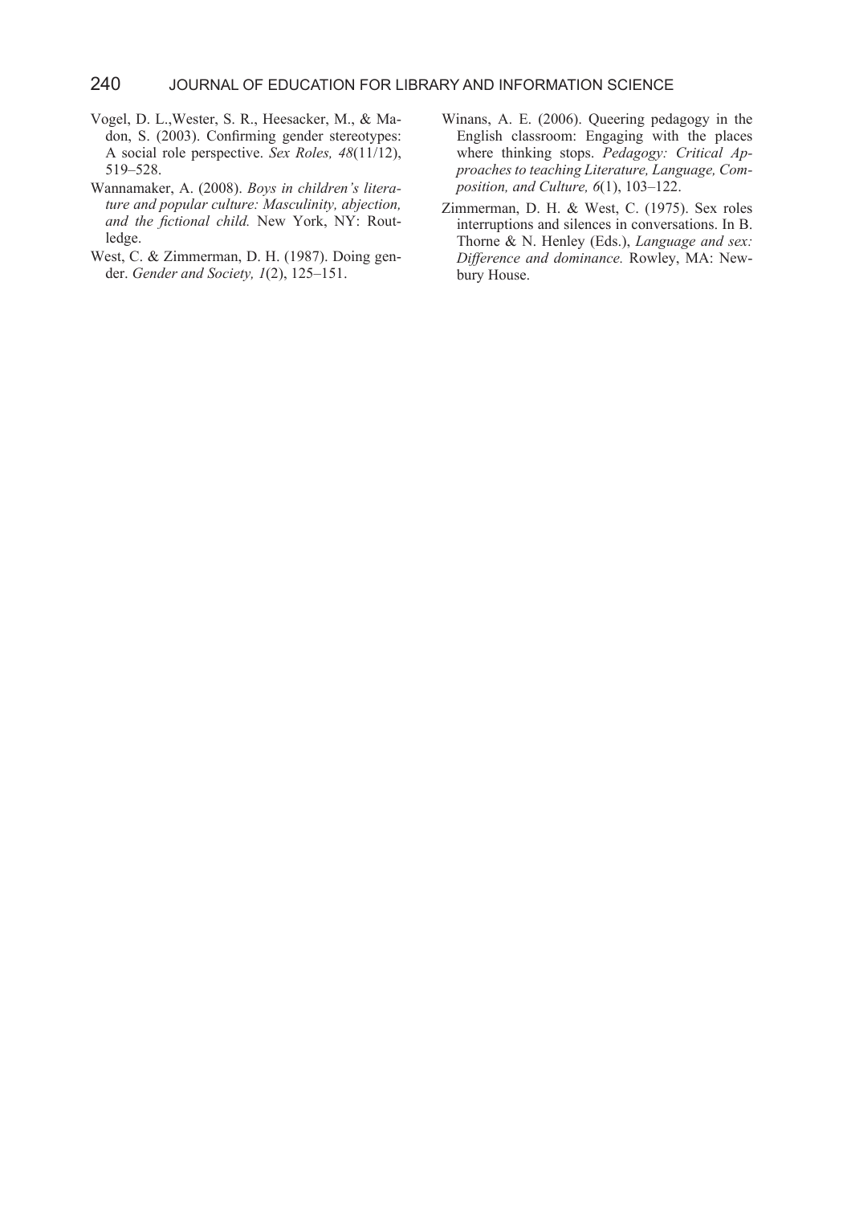Vogel, D. L.,Wester, S. R., Heesacker, M., & Madon, S. (2003). Confirming gender stereotypes: A social role perspective. *Sex Roles, 48*(11/12), 519–528.

Wannamaker, A. (2008). *Boys in children's literature and popular culture: Masculinity, abjection, and the fictional child.* New York, NY: Routledge.

West, C. & Zimmerman, D. H. (1987). Doing gender. *Gender and Society, 1*(2), 125–151.

Winans, A. E. (2006). Queering pedagogy in the English classroom: Engaging with the places where thinking stops. *Pedagogy: Critical Approaches to teaching Literature, Language, Composition, and Culture, 6*(1), 103–122.

Zimmerman, D. H. & West, C. (1975). Sex roles interruptions and silences in conversations. In B. Thorne & N. Henley (Eds.), *Language and sex: Difference and dominance.* Rowley, MA: Newbury House.